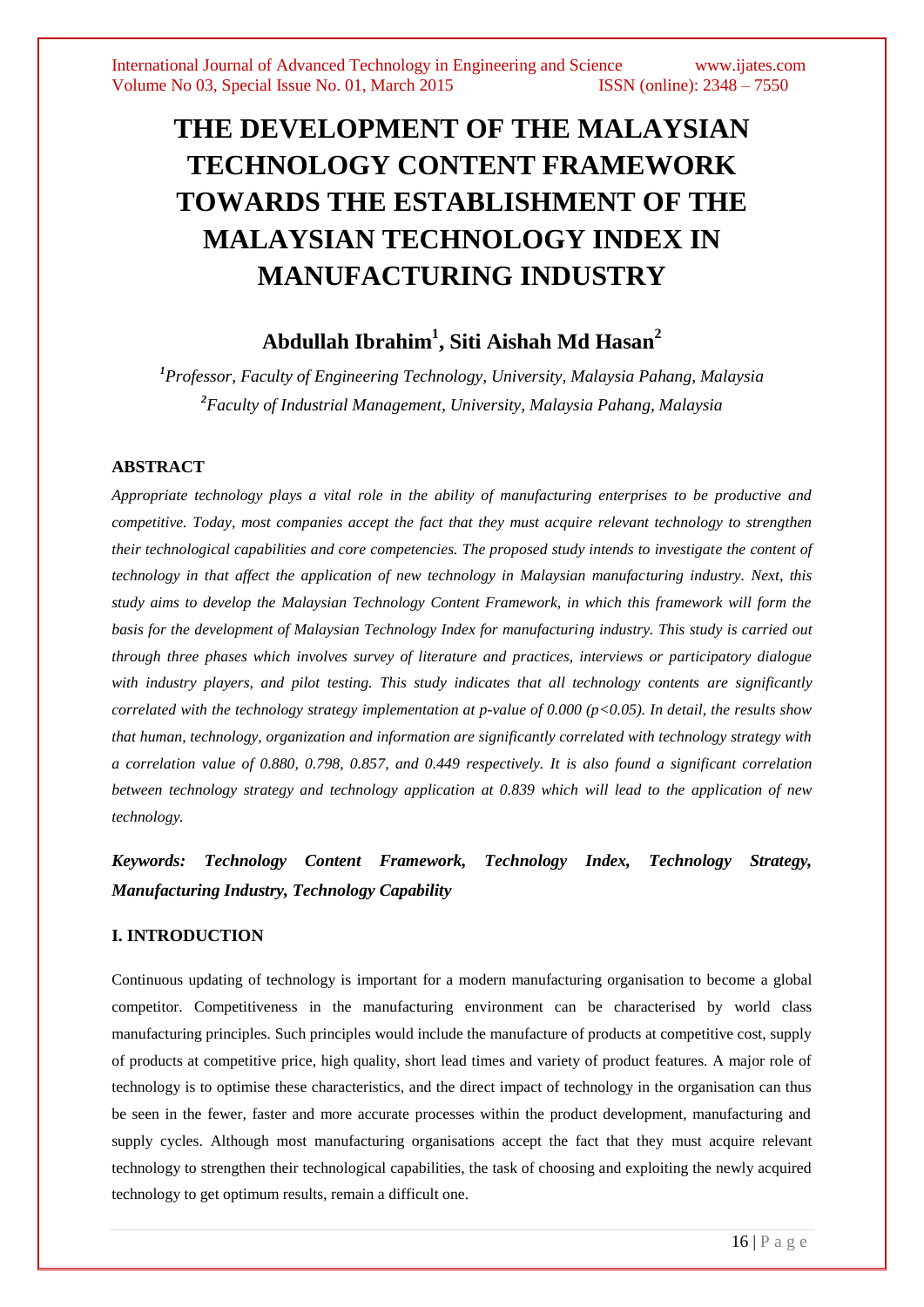# THE DEVELOPMENT OF THE MALAYSIAN TECHNOLOGY CONTENT FRAMEWORK TOWARDS THE ESTABLISHMENT OF THE MALAYSIAN TECHNOLOGY INDEX IN MANUFACTURING INDUSTRY

## Abdullah Ibrahim[1], Siti Aishah Md Hasan[2]

*[1]Professor, Faculty of Engineering Technology, University, Malaysia Pahang, Malaysia*
*[2]Faculty of Industrial Management, University, Malaysia Pahang, Malaysia*

### ABSTRACT

*Appropriate technology plays a vital role in the ability of manufacturing enterprises to be productive and competitive. Today, most companies accept the fact that they must acquire relevant technology to strengthen their technological capabilities and core competencies. The proposed study intends to investigate the content of technology in that affect the application of new technology in Malaysian manufacturing industry. Next, this study aims to develop the Malaysian Technology Content Framework, in which this framework will form the basis for the development of Malaysian Technology Index for manufacturing industry. This study is carried out through three phases which involves survey of literature and practices, interviews or participatory dialogue with industry players, and pilot testing. This study indicates that all technology contents are significantly correlated with the technology strategy implementation at p-value of 0.000 ($p<0.05$). In detail, the results show that human, technology, organization and information are significantly correlated with technology strategy with a correlation value of 0.880, 0.798, 0.857, and 0.449 respectively. It is also found a significant correlation between technology strategy and technology application at 0.839 which will lead to the application of new technology.*

***Keywords: Technology Content Framework, Technology Index, Technology Strategy, Manufacturing Industry, Technology Capability***

### I. INTRODUCTION

Continuous updating of technology is important for a modern manufacturing organisation to become a global competitor. Competitiveness in the manufacturing environment can be characterised by world class manufacturing principles. Such principles would include the manufacture of products at competitive cost, supply of products at competitive price, high quality, short lead times and variety of product features. A major role of technology is to optimise these characteristics, and the direct impact of technology in the organisation can thus be seen in the fewer, faster and more accurate processes within the product development, manufacturing and supply cycles. Although most manufacturing organisations accept the fact that they must acquire relevant technology to strengthen their technological capabilities, the task of choosing and exploiting the newly acquired technology to get optimum results, remain a difficult one.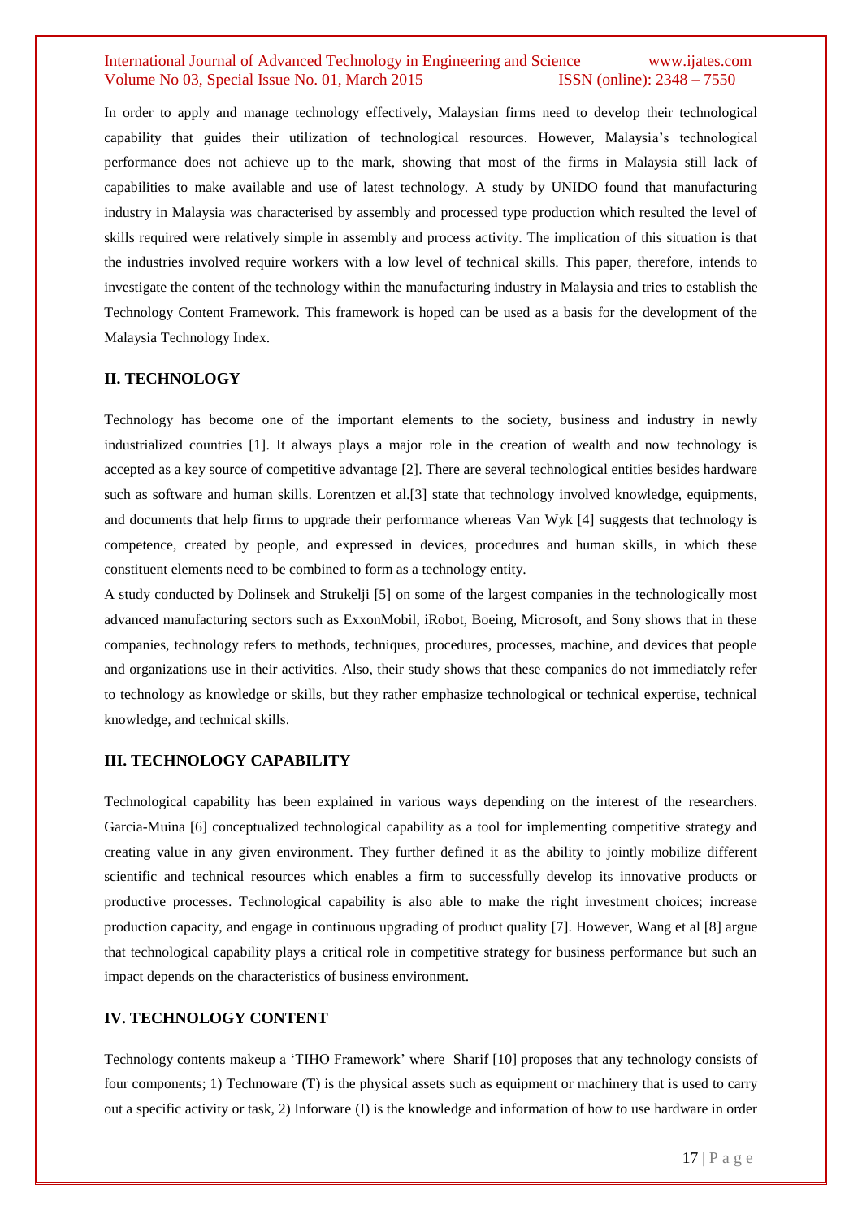In order to apply and manage technology effectively, Malaysian firms need to develop their technological capability that guides their utilization of technological resources. However, Malaysia's technological performance does not achieve up to the mark, showing that most of the firms in Malaysia still lack of capabilities to make available and use of latest technology. A study by UNIDO found that manufacturing industry in Malaysia was characterised by assembly and processed type production which resulted the level of skills required were relatively simple in assembly and process activity. The implication of this situation is that the industries involved require workers with a low level of technical skills. This paper, therefore, intends to investigate the content of the technology within the manufacturing industry in Malaysia and tries to establish the Technology Content Framework. This framework is hoped can be used as a basis for the development of the Malaysia Technology Index.

## II. TECHNOLOGY

Technology has become one of the important elements to the society, business and industry in newly industrialized countries [1]. It always plays a major role in the creation of wealth and now technology is accepted as a key source of competitive advantage [2]. There are several technological entities besides hardware such as software and human skills. Lorentzen et al.[3] state that technology involved knowledge, equipments, and documents that help firms to upgrade their performance whereas Van Wyk [4] suggests that technology is competence, created by people, and expressed in devices, procedures and human skills, in which these constituent elements need to be combined to form as a technology entity.

A study conducted by Dolinsek and Strukelji [5] on some of the largest companies in the technologically most advanced manufacturing sectors such as ExxonMobil, iRobot, Boeing, Microsoft, and Sony shows that in these companies, technology refers to methods, techniques, procedures, processes, machine, and devices that people and organizations use in their activities. Also, their study shows that these companies do not immediately refer to technology as knowledge or skills, but they rather emphasize technological or technical expertise, technical knowledge, and technical skills.

## III. TECHNOLOGY CAPABILITY

Technological capability has been explained in various ways depending on the interest of the researchers. Garcia-Muina [6] conceptualized technological capability as a tool for implementing competitive strategy and creating value in any given environment. They further defined it as the ability to jointly mobilize different scientific and technical resources which enables a firm to successfully develop its innovative products or productive processes. Technological capability is also able to make the right investment choices; increase production capacity, and engage in continuous upgrading of product quality [7]. However, Wang et al [8] argue that technological capability plays a critical role in competitive strategy for business performance but such an impact depends on the characteristics of business environment.

## IV. TECHNOLOGY CONTENT

Technology contents makeup a 'TIHO Framework' where Sharif [10] proposes that any technology consists of four components; 1) Technoware (T) is the physical assets such as equipment or machinery that is used to carry out a specific activity or task, 2) Inforware (I) is the knowledge and information of how to use hardware in order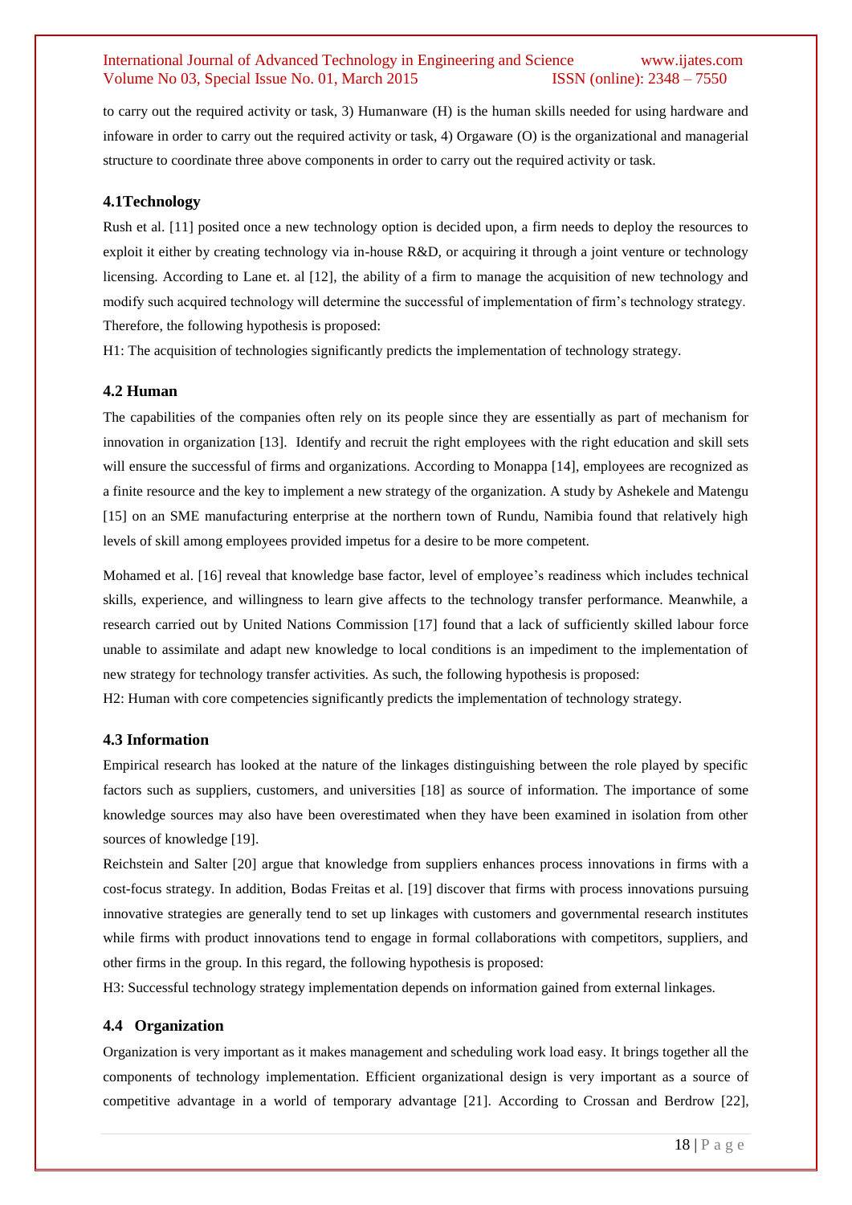to carry out the required activity or task, 3) Humanware (H) is the human skills needed for using hardware and infoware in order to carry out the required activity or task, 4) Orgaware (O) is the organizational and managerial structure to coordinate three above components in order to carry out the required activity or task.

### 4.1Technology

Rush et al. [11] posited once a new technology option is decided upon, a firm needs to deploy the resources to exploit it either by creating technology via in-house R&D, or acquiring it through a joint venture or technology licensing. According to Lane et. al [12], the ability of a firm to manage the acquisition of new technology and modify such acquired technology will determine the successful of implementation of firm's technology strategy. Therefore, the following hypothesis is proposed:

H1: The acquisition of technologies significantly predicts the implementation of technology strategy.

### 4.2 Human

The capabilities of the companies often rely on its people since they are essentially as part of mechanism for innovation in organization [13]. Identify and recruit the right employees with the right education and skill sets will ensure the successful of firms and organizations. According to Monappa [14], employees are recognized as a finite resource and the key to implement a new strategy of the organization. A study by Ashekele and Matengu [15] on an SME manufacturing enterprise at the northern town of Rundu, Namibia found that relatively high levels of skill among employees provided impetus for a desire to be more competent.

Mohamed et al. [16] reveal that knowledge base factor, level of employee's readiness which includes technical skills, experience, and willingness to learn give affects to the technology transfer performance. Meanwhile, a research carried out by United Nations Commission [17] found that a lack of sufficiently skilled labour force unable to assimilate and adapt new knowledge to local conditions is an impediment to the implementation of new strategy for technology transfer activities. As such, the following hypothesis is proposed:

H2: Human with core competencies significantly predicts the implementation of technology strategy.

### 4.3 Information

Empirical research has looked at the nature of the linkages distinguishing between the role played by specific factors such as suppliers, customers, and universities [18] as source of information. The importance of some knowledge sources may also have been overestimated when they have been examined in isolation from other sources of knowledge [19].

Reichstein and Salter [20] argue that knowledge from suppliers enhances process innovations in firms with a cost-focus strategy. In addition, Bodas Freitas et al. [19] discover that firms with process innovations pursuing innovative strategies are generally tend to set up linkages with customers and governmental research institutes while firms with product innovations tend to engage in formal collaborations with competitors, suppliers, and other firms in the group. In this regard, the following hypothesis is proposed:

H3: Successful technology strategy implementation depends on information gained from external linkages.

### 4.4 Organization

Organization is very important as it makes management and scheduling work load easy. It brings together all the components of technology implementation. Efficient organizational design is very important as a source of competitive advantage in a world of temporary advantage [21]. According to Crossan and Berdrow [22],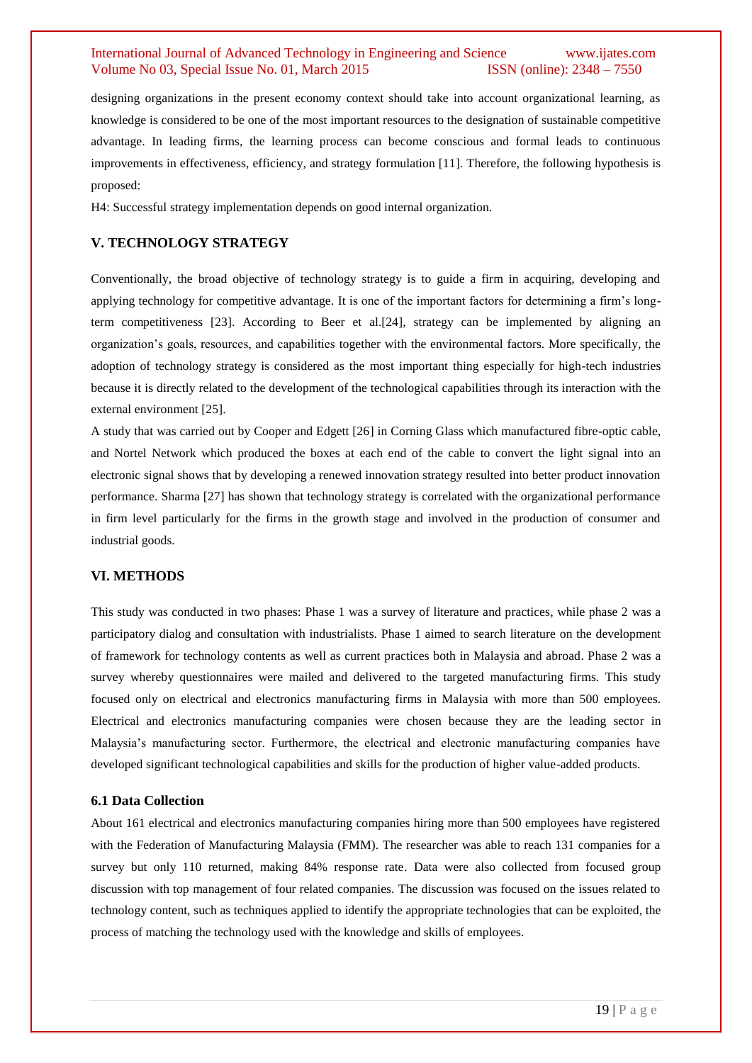designing organizations in the present economy context should take into account organizational learning, as knowledge is considered to be one of the most important resources to the designation of sustainable competitive advantage. In leading firms, the learning process can become conscious and formal leads to continuous improvements in effectiveness, efficiency, and strategy formulation [11]. Therefore, the following hypothesis is proposed:

H4: Successful strategy implementation depends on good internal organization.

## V. TECHNOLOGY STRATEGY

Conventionally, the broad objective of technology strategy is to guide a firm in acquiring, developing and applying technology for competitive advantage. It is one of the important factors for determining a firm's long-term competitiveness [23]. According to Beer et al.[24], strategy can be implemented by aligning an organization's goals, resources, and capabilities together with the environmental factors. More specifically, the adoption of technology strategy is considered as the most important thing especially for high-tech industries because it is directly related to the development of the technological capabilities through its interaction with the external environment [25].

A study that was carried out by Cooper and Edgett [26] in Corning Glass which manufactured fibre-optic cable, and Nortel Network which produced the boxes at each end of the cable to convert the light signal into an electronic signal shows that by developing a renewed innovation strategy resulted into better product innovation performance. Sharma [27] has shown that technology strategy is correlated with the organizational performance in firm level particularly for the firms in the growth stage and involved in the production of consumer and industrial goods.

## VI. METHODS

This study was conducted in two phases: Phase 1 was a survey of literature and practices, while phase 2 was a participatory dialog and consultation with industrialists. Phase 1 aimed to search literature on the development of framework for technology contents as well as current practices both in Malaysia and abroad. Phase 2 was a survey whereby questionnaires were mailed and delivered to the targeted manufacturing firms. This study focused only on electrical and electronics manufacturing firms in Malaysia with more than 500 employees. Electrical and electronics manufacturing companies were chosen because they are the leading sector in Malaysia's manufacturing sector. Furthermore, the electrical and electronic manufacturing companies have developed significant technological capabilities and skills for the production of higher value-added products.

### 6.1 Data Collection

About 161 electrical and electronics manufacturing companies hiring more than 500 employees have registered with the Federation of Manufacturing Malaysia (FMM). The researcher was able to reach 131 companies for a survey but only 110 returned, making 84% response rate. Data were also collected from focused group discussion with top management of four related companies. The discussion was focused on the issues related to technology content, such as techniques applied to identify the appropriate technologies that can be exploited, the process of matching the technology used with the knowledge and skills of employees.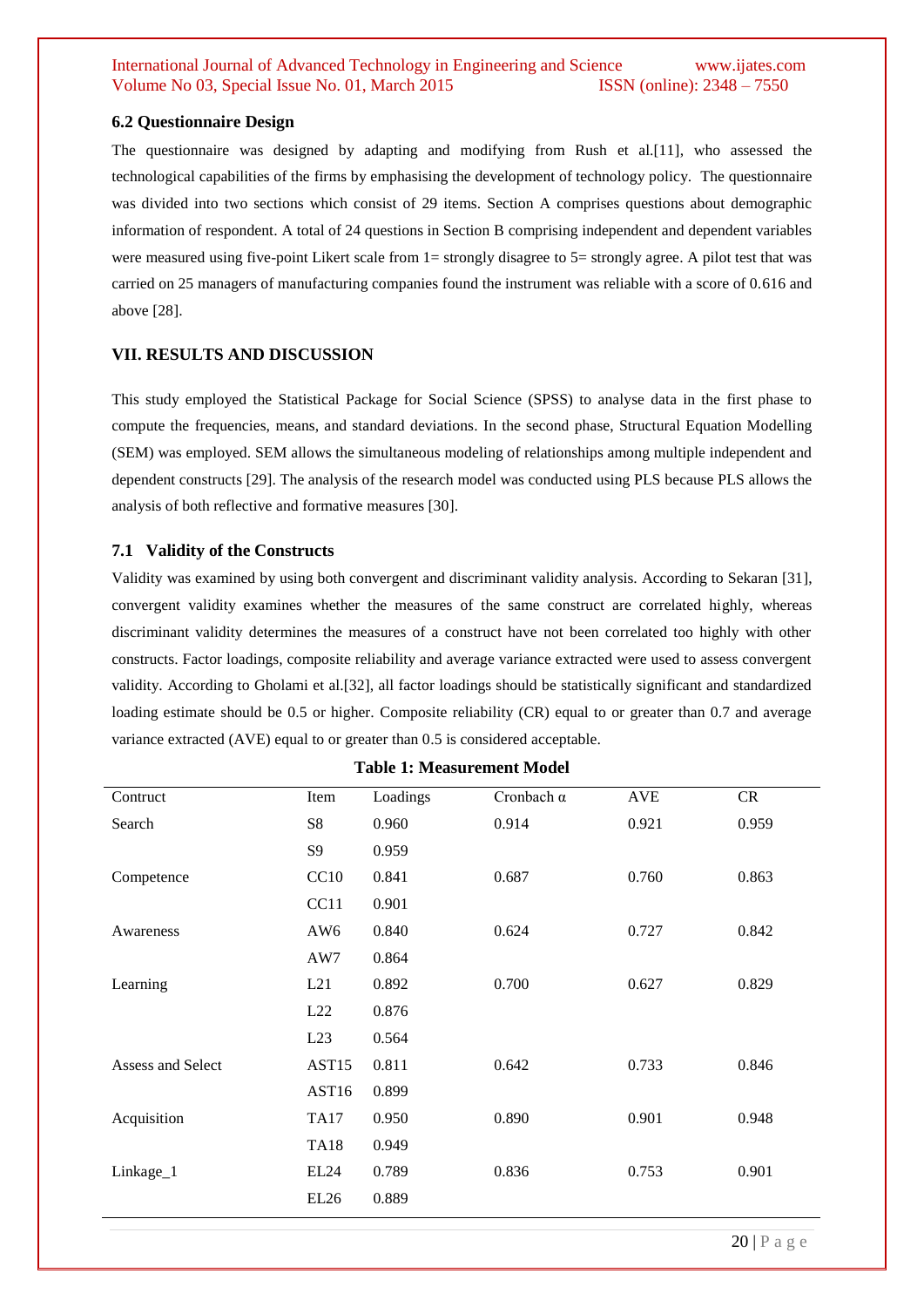### 6.2 Questionnaire Design

The questionnaire was designed by adapting and modifying from Rush et al.[11], who assessed the technological capabilities of the firms by emphasising the development of technology policy. The questionnaire was divided into two sections which consist of 29 items. Section A comprises questions about demographic information of respondent. A total of 24 questions in Section B comprising independent and dependent variables were measured using five-point Likert scale from 1= strongly disagree to 5= strongly agree. A pilot test that was carried on 25 managers of manufacturing companies found the instrument was reliable with a score of 0.616 and above [28].

## VII. RESULTS AND DISCUSSION

This study employed the Statistical Package for Social Science (SPSS) to analyse data in the first phase to compute the frequencies, means, and standard deviations. In the second phase, Structural Equation Modelling (SEM) was employed. SEM allows the simultaneous modeling of relationships among multiple independent and dependent constructs [29]. The analysis of the research model was conducted using PLS because PLS allows the analysis of both reflective and formative measures [30].

### 7.1 Validity of the Constructs

Validity was examined by using both convergent and discriminant validity analysis. According to Sekaran [31], convergent validity examines whether the measures of the same construct are correlated highly, whereas discriminant validity determines the measures of a construct have not been correlated too highly with other constructs. Factor loadings, composite reliability and average variance extracted were used to assess convergent validity. According to Gholami et al.[32], all factor loadings should be statistically significant and standardized loading estimate should be 0.5 or higher. Composite reliability (CR) equal to or greater than 0.7 and average variance extracted (AVE) equal to or greater than 0.5 is considered acceptable.

**Table 1: Measurement Model**

| Contruct | Item | Loadings | Cronbach α | AVE | CR |
|---|---|---|---|---|---|
| Search | S8 | 0.960 | 0.914 | 0.921 | 0.959 |
| | S9 | 0.959 | | | |
| Competence | CC10 | 0.841 | 0.687 | 0.760 | 0.863 |
| | CC11 | 0.901 | | | |
| Awareness | AW6 | 0.840 | 0.624 | 0.727 | 0.842 |
| | AW7 | 0.864 | | | |
| Learning | L21 | 0.892 | 0.700 | 0.627 | 0.829 |
| | L22 | 0.876 | | | |
| | L23 | 0.564 | | | |
| Assess and Select | AST15 | 0.811 | 0.642 | 0.733 | 0.846 |
| | AST16 | 0.899 | | | |
| Acquisition | TA17 | 0.950 | 0.890 | 0.901 | 0.948 |
| | TA18 | 0.949 | | | |
| Linkage_1 | EL24 | 0.789 | 0.836 | 0.753 | 0.901 |
| | EL26 | 0.889 | | | |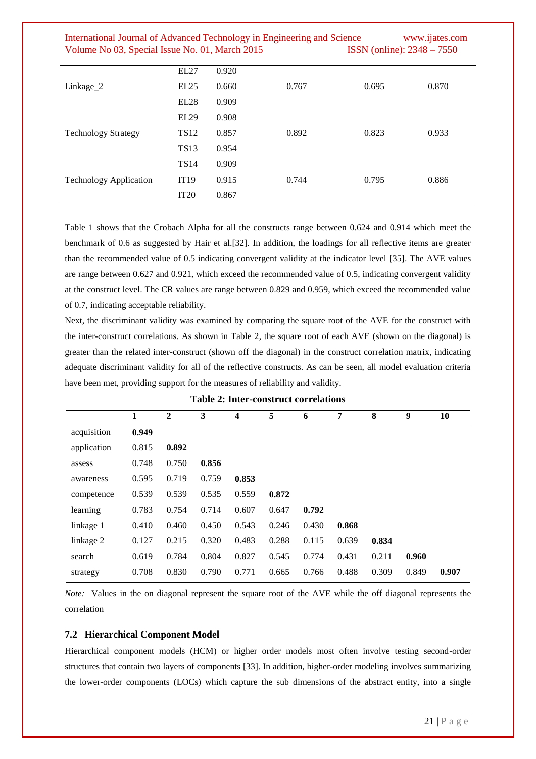| | | | | | |
|---|---|---|---|---|---|
| | EL27 | 0.920 | | | |
| Linkage_2 | EL25 | 0.660 | 0.767 | 0.695 | 0.870 |
| | EL28 | 0.909 | | | |
| | EL29 | 0.908 | | | |
| Technology Strategy | TS12 | 0.857 | 0.892 | 0.823 | 0.933 |
| | TS13 | 0.954 | | | |
| | TS14 | 0.909 | | | |
| Technology Application | IT19 | 0.915 | 0.744 | 0.795 | 0.886 |
| | IT20 | 0.867 | | | |

Table 1 shows that the Crobach Alpha for all the constructs range between 0.624 and 0.914 which meet the benchmark of 0.6 as suggested by Hair et al.[32]. In addition, the loadings for all reflective items are greater than the recommended value of 0.5 indicating convergent validity at the indicator level [35]. The AVE values are range between 0.627 and 0.921, which exceed the recommended value of 0.5, indicating convergent validity at the construct level. The CR values are range between 0.829 and 0.959, which exceed the recommended value of 0.7, indicating acceptable reliability.

Next, the discriminant validity was examined by comparing the square root of the AVE for the construct with the inter-construct correlations. As shown in Table 2, the square root of each AVE (shown on the diagonal) is greater than the related inter-construct (shown off the diagonal) in the construct correlation matrix, indicating adequate discriminant validity for all of the reflective constructs. As can be seen, all model evaluation criteria have been met, providing support for the measures of reliability and validity.

**Table 2: Inter-construct correlations**

| | 1 | 2 | 3 | 4 | 5 | 6 | 7 | 8 | 9 | 10 |
|---|---|---|---|---|---|---|---|---|---|---|
| acquisition | **0.949** | | | | | | | | | |
| application | 0.815 | **0.892** | | | | | | | | |
| assess | 0.748 | 0.750 | **0.856** | | | | | | | |
| awareness | 0.595 | 0.719 | 0.759 | **0.853** | | | | | | |
| competence | 0.539 | 0.539 | 0.535 | 0.559 | **0.872** | | | | | |
| learning | 0.783 | 0.754 | 0.714 | 0.607 | 0.647 | **0.792** | | | | |
| linkage 1 | 0.410 | 0.460 | 0.450 | 0.543 | 0.246 | 0.430 | **0.868** | | | |
| linkage 2 | 0.127 | 0.215 | 0.320 | 0.483 | 0.288 | 0.115 | 0.639 | **0.834** | | |
| search | 0.619 | 0.784 | 0.804 | 0.827 | 0.545 | 0.774 | 0.431 | 0.211 | **0.960** | |
| strategy | 0.708 | 0.830 | 0.790 | 0.771 | 0.665 | 0.766 | 0.488 | 0.309 | 0.849 | **0.907** |

*Note:* Values in the on diagonal represent the square root of the AVE while the off diagonal represents the correlation

### 7.2 Hierarchical Component Model

Hierarchical component models (HCM) or higher order models most often involve testing second-order structures that contain two layers of components [33]. In addition, higher-order modeling involves summarizing the lower-order components (LOCs) which capture the sub dimensions of the abstract entity, into a single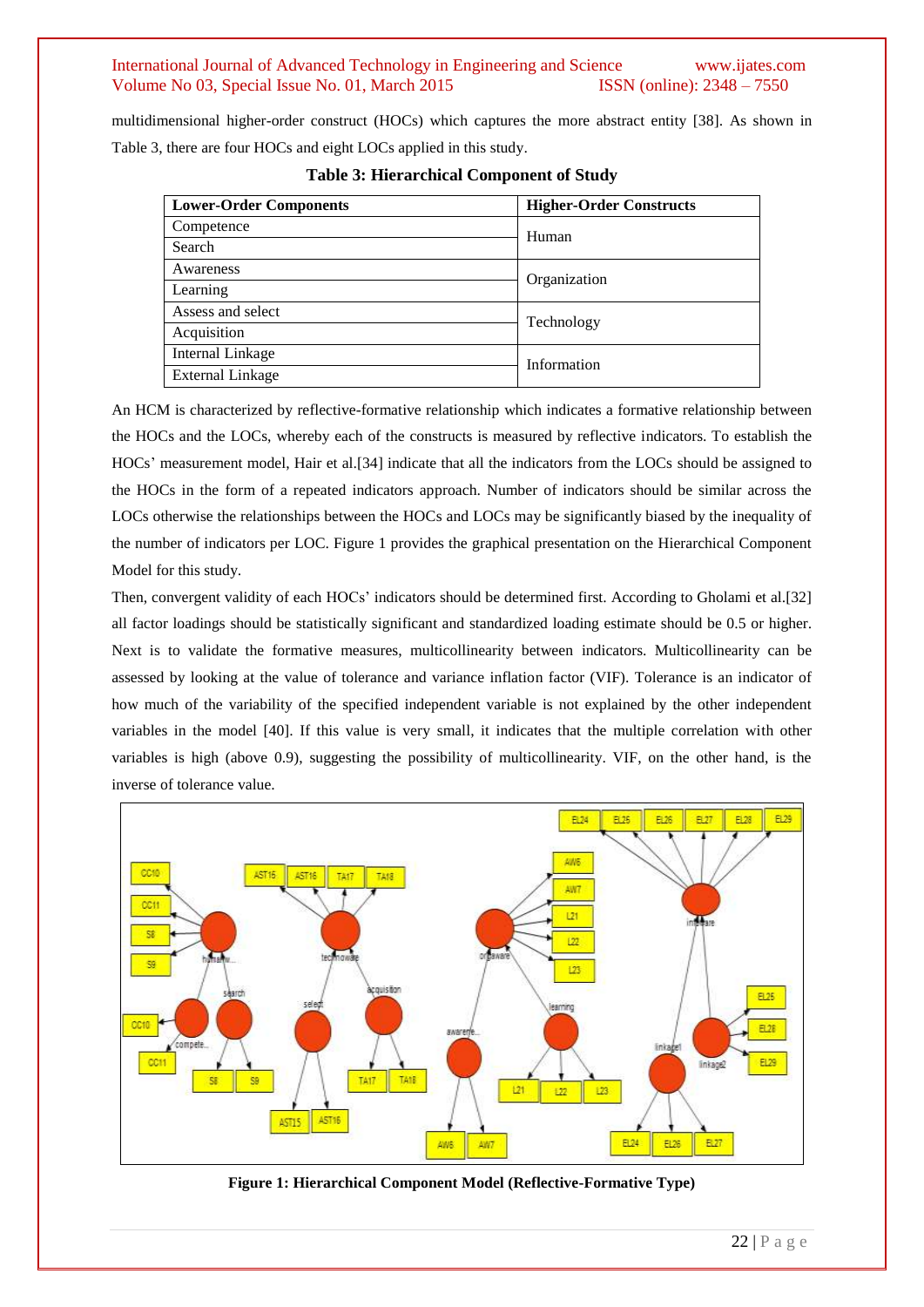multidimensional higher-order construct (HOCs) which captures the more abstract entity [38]. As shown in Table 3, there are four HOCs and eight LOCs applied in this study.

**Table 3: Hierarchical Component of Study**

| Lower-Order Components | Higher-Order Constructs |
|---|---|
| Competence | Human |
| Search | |
| Awareness | Organization |
| Learning | |
| Assess and select | Technology |
| Acquisition | |
| Internal Linkage | Information |
| External Linkage | |

An HCM is characterized by reflective-formative relationship which indicates a formative relationship between the HOCs and the LOCs, whereby each of the constructs is measured by reflective indicators. To establish the HOCs' measurement model, Hair et al.[34] indicate that all the indicators from the LOCs should be assigned to the HOCs in the form of a repeated indicators approach. Number of indicators should be similar across the LOCs otherwise the relationships between the HOCs and LOCs may be significantly biased by the inequality of the number of indicators per LOC. Figure 1 provides the graphical presentation on the Hierarchical Component Model for this study.

Then, convergent validity of each HOCs' indicators should be determined first. According to Gholami et al.[32] all factor loadings should be statistically significant and standardized loading estimate should be 0.5 or higher. Next is to validate the formative measures, multicollinearity between indicators. Multicollinearity can be assessed by looking at the value of tolerance and variance inflation factor (VIF). Tolerance is an indicator of how much of the variability of the specified independent variable is not explained by the other independent variables in the model [40]. If this value is very small, it indicates that the multiple correlation with other variables is high (above 0.9), suggesting the possibility of multicollinearity. VIF, on the other hand, is the inverse of tolerance value.

**Figure 1: Hierarchical Component Model (Reflective-Formative Type)**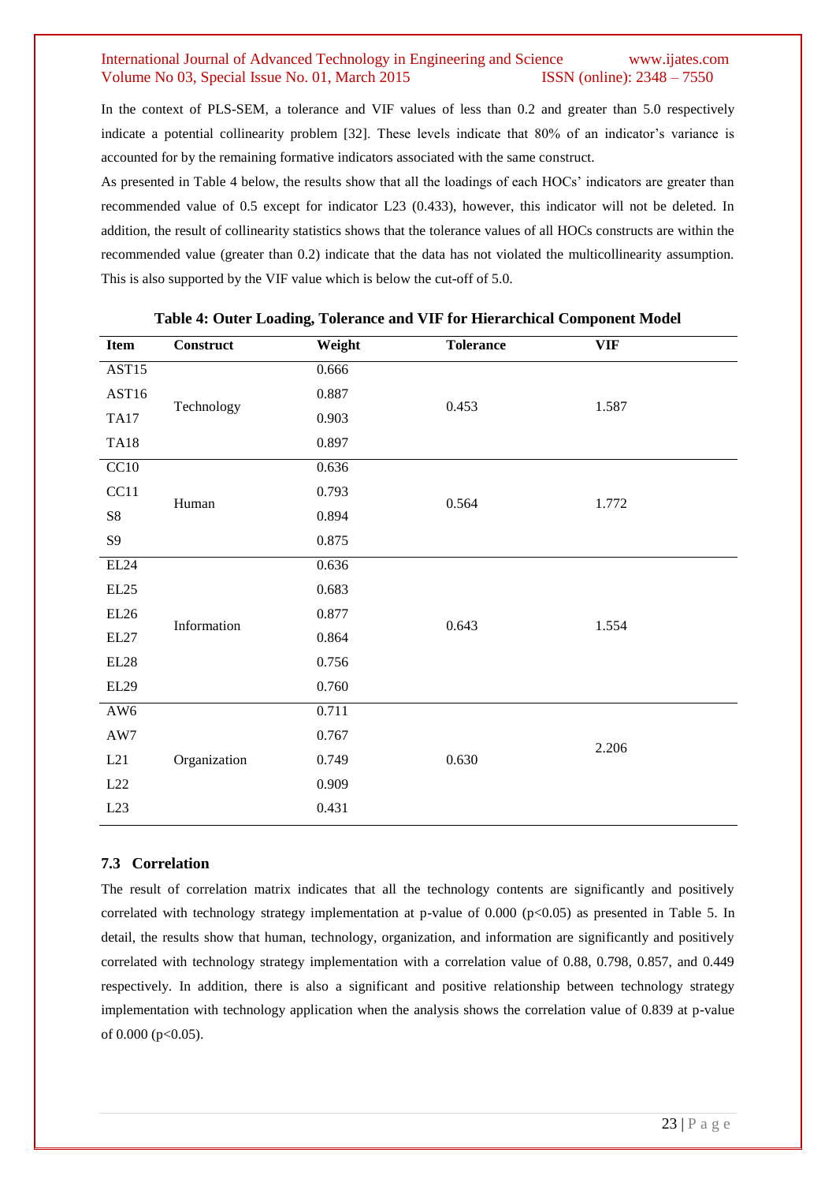In the context of PLS-SEM, a tolerance and VIF values of less than 0.2 and greater than 5.0 respectively indicate a potential collinearity problem [32]. These levels indicate that 80% of an indicator's variance is accounted for by the remaining formative indicators associated with the same construct.

As presented in Table 4 below, the results show that all the loadings of each HOCs' indicators are greater than recommended value of 0.5 except for indicator L23 (0.433), however, this indicator will not be deleted. In addition, the result of collinearity statistics shows that the tolerance values of all HOCs constructs are within the recommended value (greater than 0.2) indicate that the data has not violated the multicollinearity assumption. This is also supported by the VIF value which is below the cut-off of 5.0.

**Table 4: Outer Loading, Tolerance and VIF for Hierarchical Component Model**

| Item | Construct | Weight | Tolerance | VIF |
|---|---|---|---|---|
| AST15 | Technology | 0.666 | 0.453 | 1.587 |
| AST16 | | 0.887 | | |
| TA17 | | 0.903 | | |
| TA18 | | 0.897 | | |
| CC10 | Human | 0.636 | 0.564 | 1.772 |
| CC11 | | 0.793 | | |
| S8 | | 0.894 | | |
| S9 | | 0.875 | | |
| EL24 | Information | 0.636 | 0.643 | 1.554 |
| EL25 | | 0.683 | | |
| EL26 | | 0.877 | | |
| EL27 | | 0.864 | | |
| EL28 | | 0.756 | | |
| EL29 | | 0.760 | | |
| AW6 | Organization | 0.711 | 0.630 | 2.206 |
| AW7 | | 0.767 | | |
| L21 | | 0.749 | | |
| L22 | | 0.909 | | |
| L23 | | 0.431 | | |

### 7.3 Correlation

The result of correlation matrix indicates that all the technology contents are significantly and positively correlated with technology strategy implementation at p-value of 0.000 ($p<0.05$) as presented in Table 5. In detail, the results show that human, technology, organization, and information are significantly and positively correlated with technology strategy implementation with a correlation value of 0.88, 0.798, 0.857, and 0.449 respectively. In addition, there is also a significant and positive relationship between technology strategy implementation with technology application when the analysis shows the correlation value of 0.839 at p-value of 0.000 ($p<0.05$).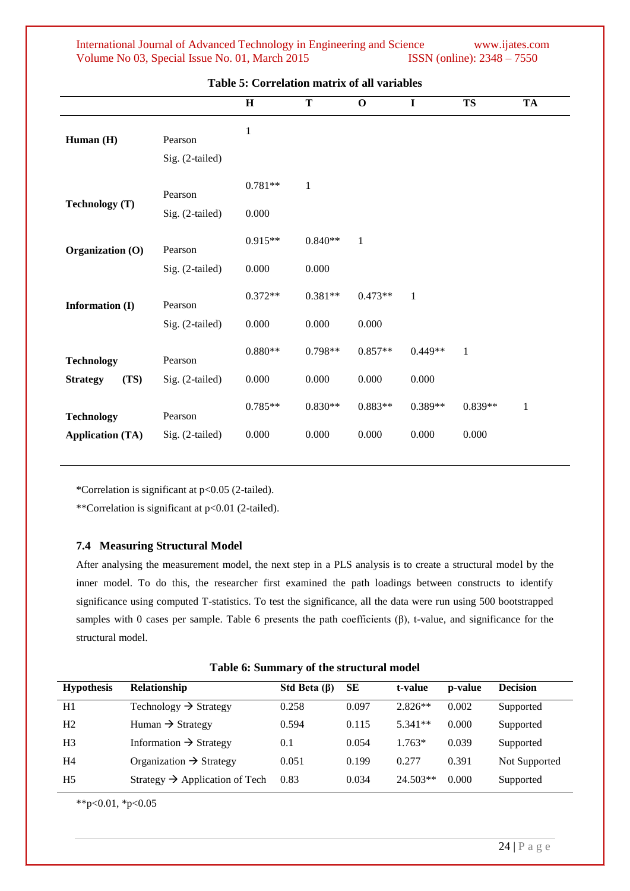**Table 5: Correlation matrix of all variables**

| | | H | T | O | I | TS | TA |
|---|---|---|---|---|---|---|---|
| **Human (H)** | Pearson | 1 | | | | | |
| | Sig. (2-tailed) | | | | | | |
| **Technology (T)** | Pearson | 0.781** | 1 | | | | |
| | Sig. (2-tailed) | 0.000 | | | | | |
| **Organization (O)** | Pearson | 0.915** | 0.840** | 1 | | | |
| | Sig. (2-tailed) | 0.000 | 0.000 | | | | |
| **Information (I)** | Pearson | 0.372** | 0.381** | 0.473** | 1 | | |
| | Sig. (2-tailed) | 0.000 | 0.000 | 0.000 | | | |
| **Technology Strategy (TS)** | Pearson | 0.880** | 0.798** | 0.857** | 0.449** | 1 | |
| | Sig. (2-tailed) | 0.000 | 0.000 | 0.000 | 0.000 | | |
| **Technology Application (TA)** | Pearson | 0.785** | 0.830** | 0.883** | 0.389** | 0.839** | 1 |
| | Sig. (2-tailed) | 0.000 | 0.000 | 0.000 | 0.000 | 0.000 | |

*Correlation is significant at $p<0.05$ (2-tailed).

**Correlation is significant at $p<0.01$ (2-tailed).

### 7.4 Measuring Structural Model

After analysing the measurement model, the next step in a PLS analysis is to create a structural model by the inner model. To do this, the researcher first examined the path loadings between constructs to identify significance using computed T-statistics. To test the significance, all the data were run using 500 bootstrapped samples with 0 cases per sample. Table 6 presents the path coefficients (β), t-value, and significance for the structural model.

**Table 6: Summary of the structural model**

| Hypothesis | Relationship | Std Beta (β) | SE | t-value | p-value | Decision |
|---|---|---|---|---|---|---|
| H1 | Technology → Strategy | 0.258 | 0.097 | 2.826** | 0.002 | Supported |
| H2 | Human → Strategy | 0.594 | 0.115 | 5.341** | 0.000 | Supported |
| H3 | Information → Strategy | 0.1 | 0.054 | 1.763* | 0.039 | Supported |
| H4 | Organization → Strategy | 0.051 | 0.199 | 0.277 | 0.391 | Not Supported |
| H5 | Strategy → Application of Tech | 0.83 | 0.034 | 24.503** | 0.000 | Supported |

**$p<0.01$, *$p<0.05$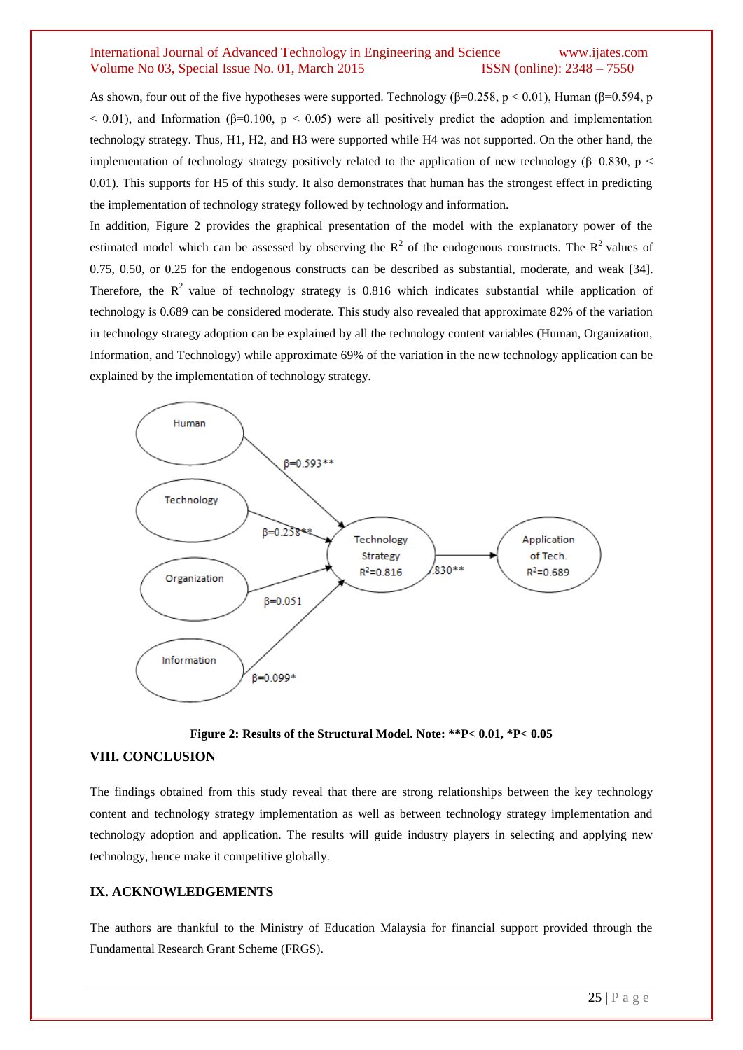As shown, four out of the five hypotheses were supported. Technology (β=0.258, p < 0.01), Human (β=0.594, p < 0.01), and Information (β=0.100, p < 0.05) were all positively predict the adoption and implementation technology strategy. Thus, H1, H2, and H3 were supported while H4 was not supported. On the other hand, the implementation of technology strategy positively related to the application of new technology (β=0.830, p < 0.01). This supports for H5 of this study. It also demonstrates that human has the strongest effect in predicting the implementation of technology strategy followed by technology and information.

In addition, Figure 2 provides the graphical presentation of the model with the explanatory power of the estimated model which can be assessed by observing the $R^2$ of the endogenous constructs. The $R^2$ values of 0.75, 0.50, or 0.25 for the endogenous constructs can be described as substantial, moderate, and weak [34]. Therefore, the $R^2$ value of technology strategy is 0.816 which indicates substantial while application of technology is 0.689 can be considered moderate. This study also revealed that approximate 82% of the variation in technology strategy adoption can be explained by all the technology content variables (Human, Organization, Information, and Technology) while approximate 69% of the variation in the new technology application can be explained by the implementation of technology strategy.

**Figure 2: Results of the Structural Model. Note: **P< 0.01, *P< 0.05**

## VIII. CONCLUSION

The findings obtained from this study reveal that there are strong relationships between the key technology content and technology strategy implementation as well as between technology strategy implementation and technology adoption and application. The results will guide industry players in selecting and applying new technology, hence make it competitive globally.

## IX. ACKNOWLEDGEMENTS

The authors are thankful to the Ministry of Education Malaysia for financial support provided through the Fundamental Research Grant Scheme (FRGS).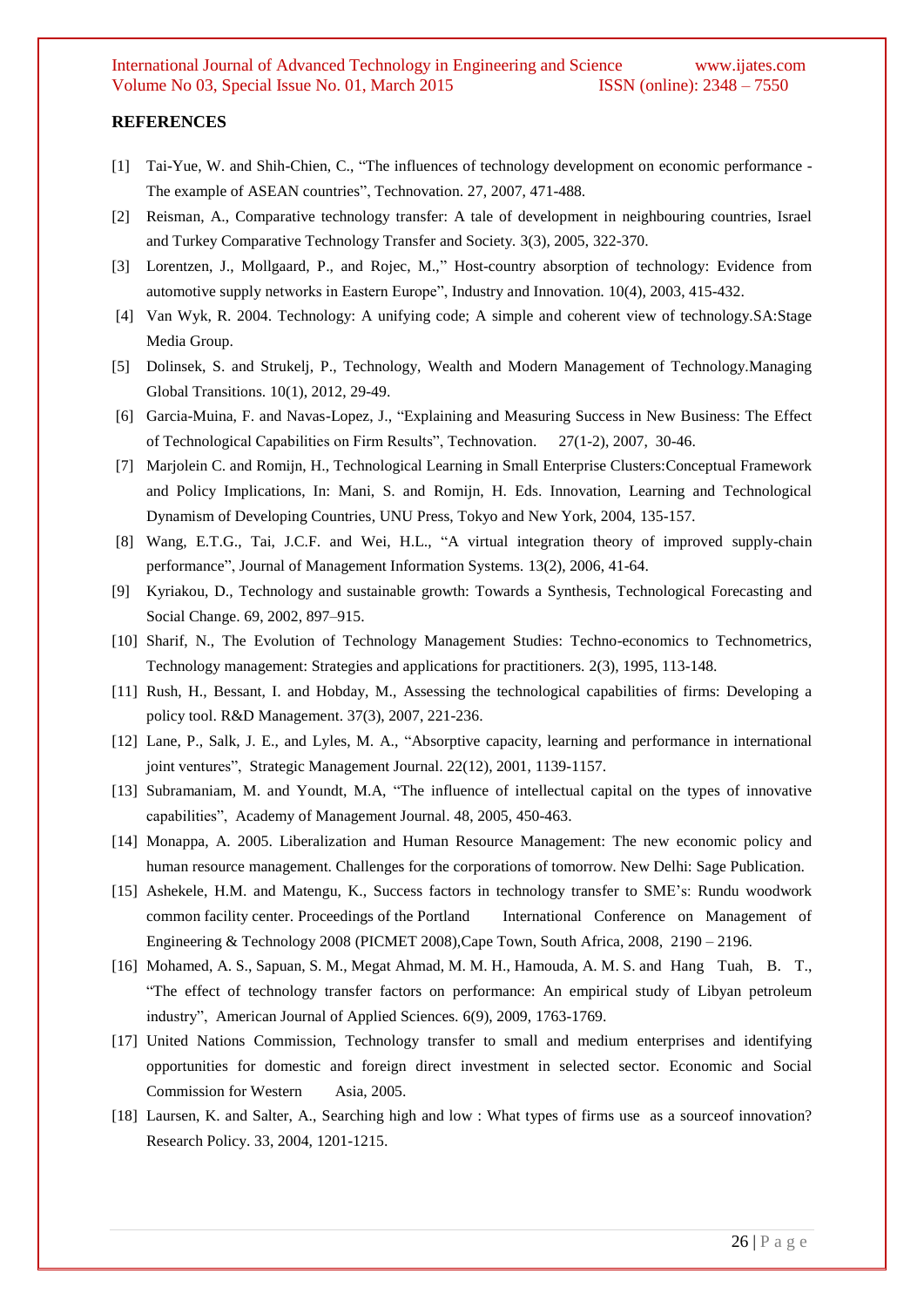## REFERENCES

[1] Tai-Yue, W. and Shih-Chien, C., “The influences of technology development on economic performance - The example of ASEAN countries”, Technovation. 27, 2007, 471-488.

[2] Reisman, A., Comparative technology transfer: A tale of development in neighbouring countries, Israel and Turkey Comparative Technology Transfer and Society. 3(3), 2005, 322-370.

[3] Lorentzen, J., Mollgaard, P., and Rojec, M.,” Host-country absorption of technology: Evidence from automotive supply networks in Eastern Europe”, Industry and Innovation. 10(4), 2003, 415-432.

[4] Van Wyk, R. 2004. Technology: A unifying code; A simple and coherent view of technology.SA:Stage Media Group.

[5] Dolinsek, S. and Strukelj, P., Technology, Wealth and Modern Management of Technology.Managing Global Transitions. 10(1), 2012, 29-49.

[6] Garcia-Muina, F. and Navas-Lopez, J., “Explaining and Measuring Success in New Business: The Effect of Technological Capabilities on Firm Results”, Technovation. 27(1-2), 2007, 30-46.

[7] Marjolein C. and Romijn, H., Technological Learning in Small Enterprise Clusters:Conceptual Framework and Policy Implications, In: Mani, S. and Romijn, H. Eds. Innovation, Learning and Technological Dynamism of Developing Countries, UNU Press, Tokyo and New York, 2004, 135-157.

[8] Wang, E.T.G., Tai, J.C.F. and Wei, H.L., “A virtual integration theory of improved supply-chain performance”, Journal of Management Information Systems. 13(2), 2006, 41-64.

[9] Kyriakou, D., Technology and sustainable growth: Towards a Synthesis, Technological Forecasting and Social Change. 69, 2002, 897–915.

[10] Sharif, N., The Evolution of Technology Management Studies: Techno-economics to Technometrics, Technology management: Strategies and applications for practitioners. 2(3), 1995, 113-148.

[11] Rush, H., Bessant, I. and Hobday, M., Assessing the technological capabilities of firms: Developing a policy tool. R&D Management. 37(3), 2007, 221-236.

[12] Lane, P., Salk, J. E., and Lyles, M. A., “Absorptive capacity, learning and performance in international joint ventures”, Strategic Management Journal. 22(12), 2001, 1139-1157.

[13] Subramaniam, M. and Youndt, M.A, “The influence of intellectual capital on the types of innovative capabilities”, Academy of Management Journal. 48, 2005, 450-463.

[14] Monappa, A. 2005. Liberalization and Human Resource Management: The new economic policy and human resource management. Challenges for the corporations of tomorrow. New Delhi: Sage Publication.

[15] Ashekele, H.M. and Matengu, K., Success factors in technology transfer to SME’s: Rundu woodwork common facility center. Proceedings of the Portland International Conference on Management of Engineering & Technology 2008 (PICMET 2008),Cape Town, South Africa, 2008, 2190 – 2196.

[16] Mohamed, A. S., Sapuan, S. M., Megat Ahmad, M. M. H., Hamouda, A. M. S. and Hang Tuah, B. T., “The effect of technology transfer factors on performance: An empirical study of Libyan petroleum industry”, American Journal of Applied Sciences. 6(9), 2009, 1763-1769.

[17] United Nations Commission, Technology transfer to small and medium enterprises and identifying opportunities for domestic and foreign direct investment in selected sector. Economic and Social Commission for Western Asia, 2005.

[18] Laursen, K. and Salter, A., Searching high and low : What types of firms use as a sourceof innovation? Research Policy. 33, 2004, 1201-1215.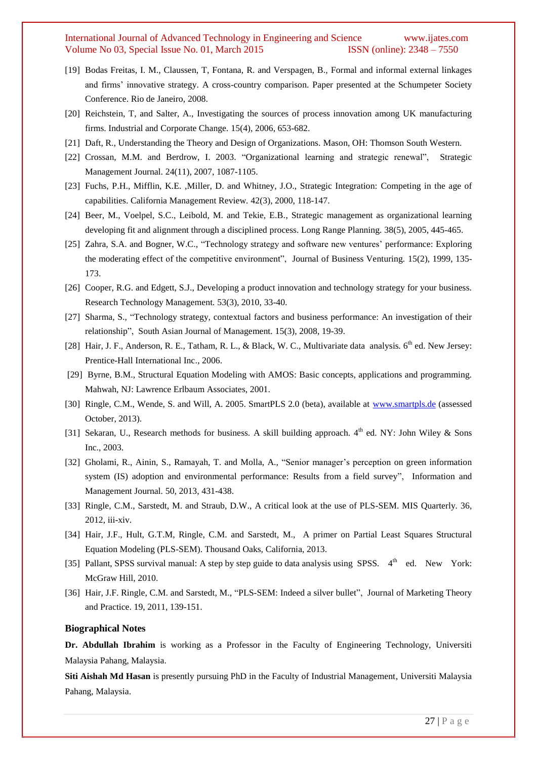[19] Bodas Freitas, I. M., Claussen, T, Fontana, R. and Verspagen, B., Formal and informal external linkages and firms' innovative strategy. A cross-country comparison. Paper presented at the Schumpeter Society Conference. Rio de Janeiro, 2008.

[20] Reichstein, T, and Salter, A., Investigating the sources of process innovation among UK manufacturing firms. Industrial and Corporate Change. 15(4), 2006, 653-682.

[21] Daft, R., Understanding the Theory and Design of Organizations. Mason, OH: Thomson South Western.

[22] Crossan, M.M. and Berdrow, I. 2003. "Organizational learning and strategic renewal", Strategic Management Journal. 24(11), 2007, 1087-1105.

[23] Fuchs, P.H., Mifflin, K.E. ,Miller, D. and Whitney, J.O., Strategic Integration: Competing in the age of capabilities. California Management Review. 42(3), 2000, 118-147.

[24] Beer, M., Voelpel, S.C., Leibold, M. and Tekie, E.B., Strategic management as organizational learning developing fit and alignment through a disciplined process. Long Range Planning. 38(5), 2005, 445-465.

[25] Zahra, S.A. and Bogner, W.C., "Technology strategy and software new ventures' performance: Exploring the moderating effect of the competitive environment", Journal of Business Venturing. 15(2), 1999, 135-173.

[26] Cooper, R.G. and Edgett, S.J., Developing a product innovation and technology strategy for your business. Research Technology Management. 53(3), 2010, 33-40.

[27] Sharma, S., "Technology strategy, contextual factors and business performance: An investigation of their relationship", South Asian Journal of Management. 15(3), 2008, 19-39.

[28] Hair, J. F., Anderson, R. E., Tatham, R. L., & Black, W. C., Multivariate data analysis. 6th ed. New Jersey: Prentice-Hall International Inc., 2006.

[29] Byrne, B.M., Structural Equation Modeling with AMOS: Basic concepts, applications and programming. Mahwah, NJ: Lawrence Erlbaum Associates, 2001.

[30] Ringle, C.M., Wende, S. and Will, A. 2005. SmartPLS 2.0 (beta), available at www.smartpls.de (assessed October, 2013).

[31] Sekaran, U., Research methods for business. A skill building approach. 4th ed. NY: John Wiley & Sons Inc., 2003.

[32] Gholami, R., Ainin, S., Ramayah, T. and Molla, A., "Senior manager's perception on green information system (IS) adoption and environmental performance: Results from a field survey", Information and Management Journal. 50, 2013, 431-438.

[33] Ringle, C.M., Sarstedt, M. and Straub, D.W., A critical look at the use of PLS-SEM. MIS Quarterly. 36, 2012, iii-xiv.

[34] Hair, J.F., Hult, G.T.M, Ringle, C.M. and Sarstedt, M., A primer on Partial Least Squares Structural Equation Modeling (PLS-SEM). Thousand Oaks, California, 2013.

[35] Pallant, SPSS survival manual: A step by step guide to data analysis using SPSS. 4th ed. New York: McGraw Hill, 2010.

[36] Hair, J.F. Ringle, C.M. and Sarstedt, M., "PLS-SEM: Indeed a silver bullet", Journal of Marketing Theory and Practice. 19, 2011, 139-151.

### Biographical Notes

**Dr. Abdullah Ibrahim** is working as a Professor in the Faculty of Engineering Technology, Universiti Malaysia Pahang, Malaysia.

**Siti Aishah Md Hasan** is presently pursuing PhD in the Faculty of Industrial Management, Universiti Malaysia Pahang, Malaysia.